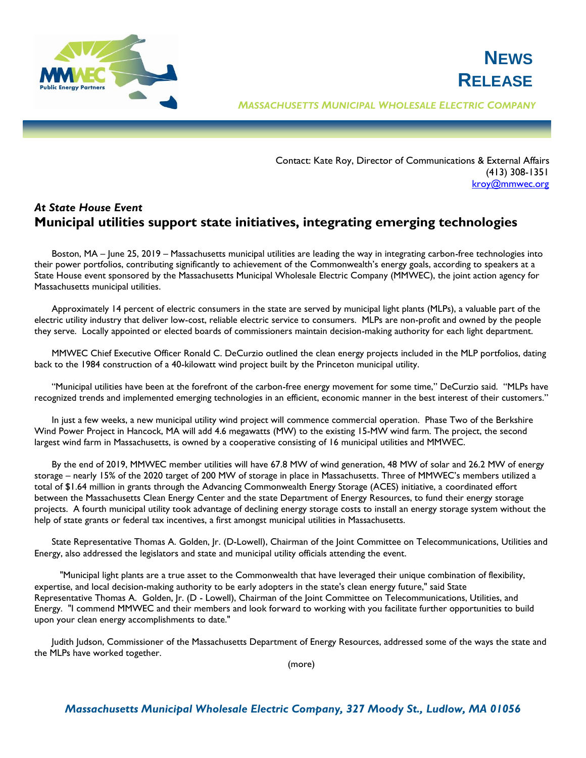# NEWS RELEASE

*MASSACHUSETTS MUNICIPAL WHOLESALE ELECTRIC COMPANY*

Contact: Kate Roy, Director of Communications & External Affairs
(413) 308-1351
kroy@mmwec.org

### *At State House Event*

## Municipal utilities support state initiatives, integrating emerging technologies

Boston, MA – June 25, 2019 – Massachusetts municipal utilities are leading the way in integrating carbon-free technologies into their power portfolios, contributing significantly to achievement of the Commonwealth's energy goals, according to speakers at a State House event sponsored by the Massachusetts Municipal Wholesale Electric Company (MMWEC), the joint action agency for Massachusetts municipal utilities.

Approximately 14 percent of electric consumers in the state are served by municipal light plants (MLPs), a valuable part of the electric utility industry that deliver low-cost, reliable electric service to consumers. MLPs are non-profit and owned by the people they serve. Locally appointed or elected boards of commissioners maintain decision-making authority for each light department.

MMWEC Chief Executive Officer Ronald C. DeCurzio outlined the clean energy projects included in the MLP portfolios, dating back to the 1984 construction of a 40-kilowatt wind project built by the Princeton municipal utility.

"Municipal utilities have been at the forefront of the carbon-free energy movement for some time," DeCurzio said. "MLPs have recognized trends and implemented emerging technologies in an efficient, economic manner in the best interest of their customers."

In just a few weeks, a new municipal utility wind project will commence commercial operation. Phase Two of the Berkshire Wind Power Project in Hancock, MA will add 4.6 megawatts (MW) to the existing 15-MW wind farm. The project, the second largest wind farm in Massachusetts, is owned by a cooperative consisting of 16 municipal utilities and MMWEC.

By the end of 2019, MMWEC member utilities will have 67.8 MW of wind generation, 48 MW of solar and 26.2 MW of energy storage – nearly 15% of the 2020 target of 200 MW of storage in place in Massachusetts. Three of MMWEC's members utilized a total of $1.64 million in grants through the Advancing Commonwealth Energy Storage (ACES) initiative, a coordinated effort between the Massachusetts Clean Energy Center and the state Department of Energy Resources, to fund their energy storage projects. A fourth municipal utility took advantage of declining energy storage costs to install an energy storage system without the help of state grants or federal tax incentives, a first amongst municipal utilities in Massachusetts.

State Representative Thomas A. Golden, Jr. (D-Lowell), Chairman of the Joint Committee on Telecommunications, Utilities and Energy, also addressed the legislators and state and municipal utility officials attending the event.

"Municipal light plants are a true asset to the Commonwealth that have leveraged their unique combination of flexibility, expertise, and local decision-making authority to be early adopters in the state's clean energy future," said State Representative Thomas A. Golden, Jr. (D - Lowell), Chairman of the Joint Committee on Telecommunications, Utilities, and Energy. "I commend MMWEC and their members and look forward to working with you facilitate further opportunities to build upon your clean energy accomplishments to date."

Judith Judson, Commissioner of the Massachusetts Department of Energy Resources, addressed some of the ways the state and the MLPs have worked together.

(more)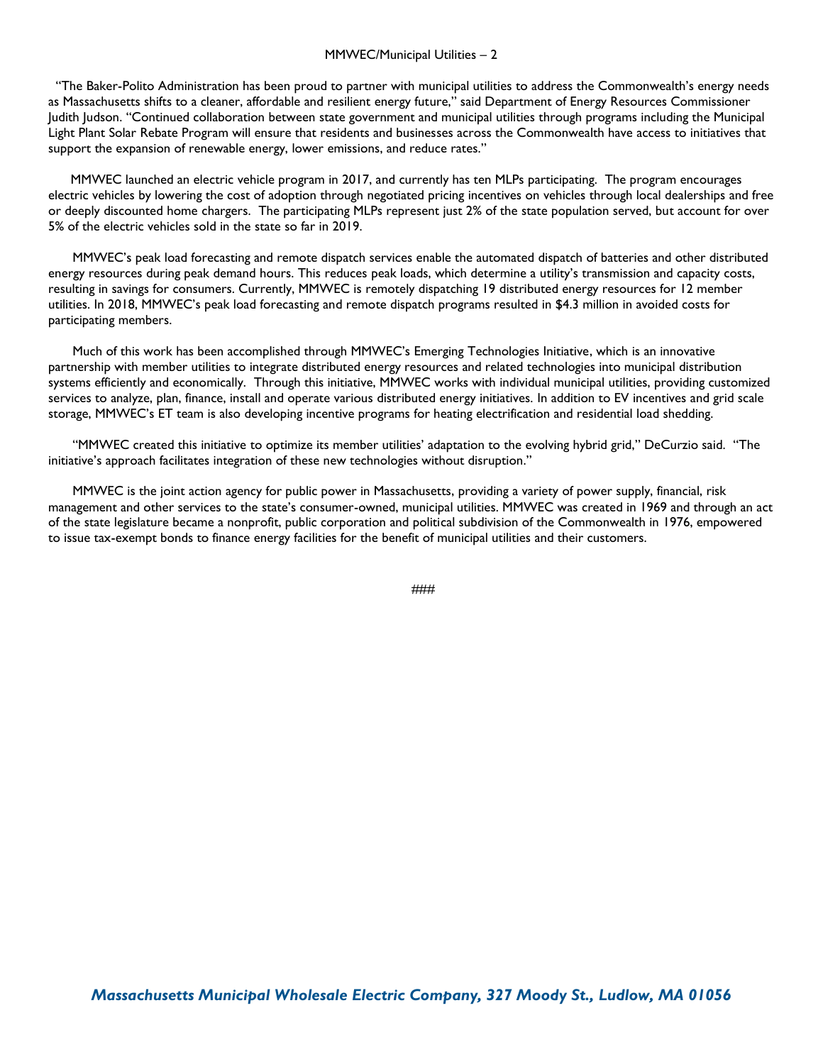"The Baker-Polito Administration has been proud to partner with municipal utilities to address the Commonwealth's energy needs as Massachusetts shifts to a cleaner, affordable and resilient energy future," said Department of Energy Resources Commissioner Judith Judson. "Continued collaboration between state government and municipal utilities through programs including the Municipal Light Plant Solar Rebate Program will ensure that residents and businesses across the Commonwealth have access to initiatives that support the expansion of renewable energy, lower emissions, and reduce rates."

MMWEC launched an electric vehicle program in 2017, and currently has ten MLPs participating. The program encourages electric vehicles by lowering the cost of adoption through negotiated pricing incentives on vehicles through local dealerships and free or deeply discounted home chargers. The participating MLPs represent just 2% of the state population served, but account for over 5% of the electric vehicles sold in the state so far in 2019.

MMWEC's peak load forecasting and remote dispatch services enable the automated dispatch of batteries and other distributed energy resources during peak demand hours. This reduces peak loads, which determine a utility's transmission and capacity costs, resulting in savings for consumers. Currently, MMWEC is remotely dispatching 19 distributed energy resources for 12 member utilities. In 2018, MMWEC's peak load forecasting and remote dispatch programs resulted in $4.3 million in avoided costs for participating members.

Much of this work has been accomplished through MMWEC's Emerging Technologies Initiative, which is an innovative partnership with member utilities to integrate distributed energy resources and related technologies into municipal distribution systems efficiently and economically. Through this initiative, MMWEC works with individual municipal utilities, providing customized services to analyze, plan, finance, install and operate various distributed energy initiatives. In addition to EV incentives and grid scale storage, MMWEC's ET team is also developing incentive programs for heating electrification and residential load shedding.

"MMWEC created this initiative to optimize its member utilities' adaptation to the evolving hybrid grid," DeCurzio said. "The initiative's approach facilitates integration of these new technologies without disruption."

MMWEC is the joint action agency for public power in Massachusetts, providing a variety of power supply, financial, risk management and other services to the state's consumer-owned, municipal utilities. MMWEC was created in 1969 and through an act of the state legislature became a nonprofit, public corporation and political subdivision of the Commonwealth in 1976, empowered to issue tax-exempt bonds to finance energy facilities for the benefit of municipal utilities and their customers.

###

*Massachusetts Municipal Wholesale Electric Company, 327 Moody St., Ludlow, MA 01056*